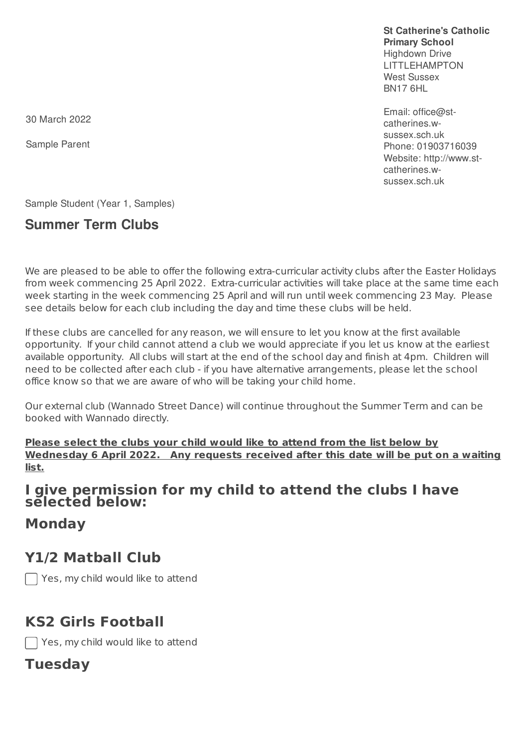**St Catherine's Catholic Primary School**
Highdown Drive
LITTLEHAMPTON
West Sussex
BN17 6HL

Email: office@st-catherines.w-sussex.sch.uk
Phone: 01903716039
Website: http://www.st-catherines.w-sussex.sch.uk

30 March 2022

Sample Parent

Sample Student (Year 1, Samples)

## Summer Term Clubs

We are pleased to be able to offer the following extra-curricular activity clubs after the Easter Holidays from week commencing 25 April 2022. Extra-curricular activities will take place at the same time each week starting in the week commencing 25 April and will run until week commencing 23 May. Please see details below for each club including the day and time these clubs will be held.

If these clubs are cancelled for any reason, we will ensure to let you know at the first available opportunity. If your child cannot attend a club we would appreciate if you let us know at the earliest available opportunity. All clubs will start at the end of the school day and finish at 4pm. Children will need to be collected after each club - if you have alternative arrangements, please let the school office know so that we are aware of who will be taking your child home.

Our external club (Wannado Street Dance) will continue throughout the Summer Term and can be booked with Wannado directly.

**Please select the clubs your child would like to attend from the list below by Wednesday 6 April 2022. Any requests received after this date will be put on a waiting list.**

## I give permission for my child to attend the clubs I have selected below:

## Monday

## Y1/2 Matball Club

☐ Yes, my child would like to attend

## KS2 Girls Football

☐ Yes, my child would like to attend

## Tuesday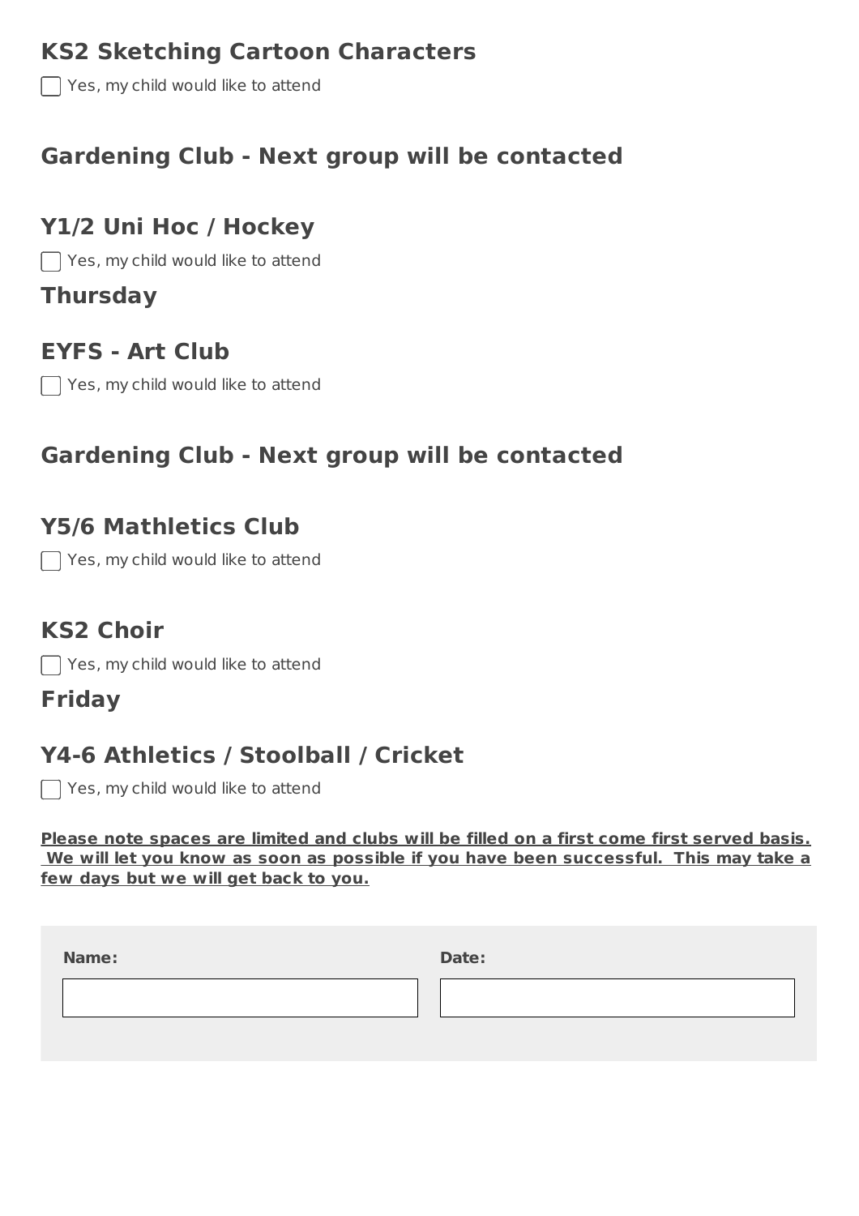### KS2 Sketching Cartoon Characters

- [ ] Yes, my child would like to attend

### Gardening Club - Next group will be contacted

### Y1/2 Uni Hoc / Hockey

- [ ] Yes, my child would like to attend

## Thursday

### EYFS - Art Club

- [ ] Yes, my child would like to attend

### Gardening Club - Next group will be contacted

### Y5/6 Mathletics Club

- [ ] Yes, my child would like to attend

### KS2 Choir

- [ ] Yes, my child would like to attend

## Friday

### Y4-6 Athletics / Stoolball / Cricket

- [ ] Yes, my child would like to attend

**Please note spaces are limited and clubs will be filled on a first come first served basis. We will let you know as soon as possible if you have been successful. This may take a few days but we will get back to you.**

**Name:** ____________________

**Date:** ____________________